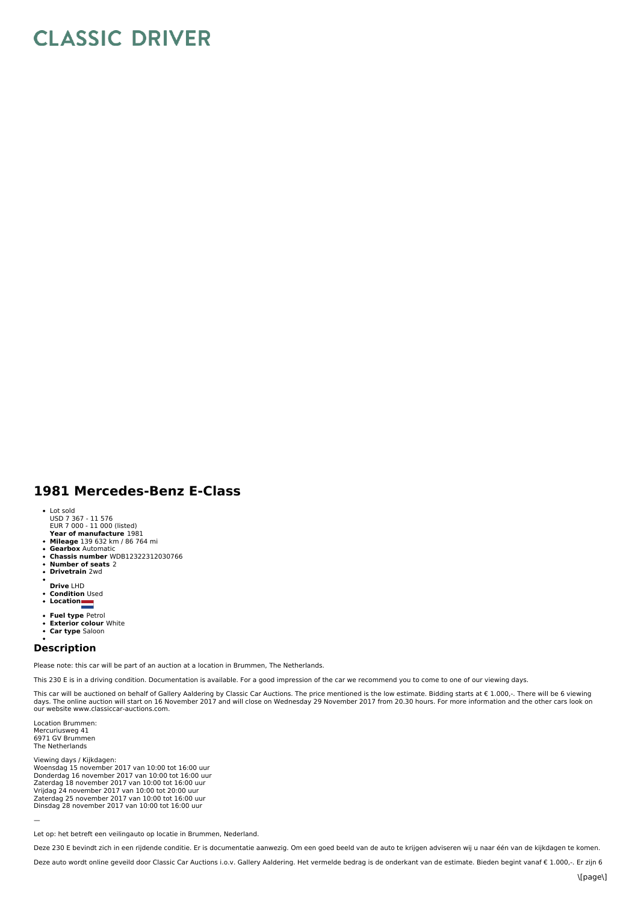# CLASSIC DRIVER

## 1981 Mercedes-Benz E-Class

- Lot sold
  USD 7 367 - 11 576
  EUR 7 000 - 11 000 (listed)
  **Year of manufacture** 1981
- **Mileage** 139 632 km / 86 764 mi
- **Gearbox** Automatic
- **Chassis number** WDB12322312030766
- **Number of seats** 2
- **Drivetrain** 2wd
- 
  **Drive** LHD
- **Condition** Used
- **Location**
- **Fuel type** Petrol
- **Exterior colour** White
- **Car type** Saloon
- 

### Description

Please note: this car will be part of an auction at a location in Brummen, The Netherlands.

This 230 E is in a driving condition. Documentation is available. For a good impression of the car we recommend you to come to one of our viewing days.

This car will be auctioned on behalf of Gallery Aaldering by Classic Car Auctions. The price mentioned is the low estimate. Bidding starts at € 1.000,-. There will be 6 viewing days. The online auction will start on 16 November 2017 and will close on Wednesday 29 November 2017 from 20.30 hours. For more information and the other cars look on our website www.classiccar-auctions.com.

Location Brummen:
Mercuriusweg 41
6971 GV Brummen
The Netherlands

Viewing days / Kijkdagen:
Woensdag 15 november 2017 van 10:00 tot 16:00 uur
Donderdag 16 november 2017 van 10:00 tot 16:00 uur
Zaterdag 18 november 2017 van 10:00 tot 16:00 uur
Vrijdag 24 november 2017 van 10:00 tot 20:00 uur
Zaterdag 25 november 2017 van 10:00 tot 16:00 uur
Dinsdag 28 november 2017 van 10:00 tot 16:00 uur

—

Let op: het betreft een veilingauto op locatie in Brummen, Nederland.

Deze 230 E bevindt zich in een rijdende conditie. Er is documentatie aanwezig. Om een goed beeld van de auto te krijgen adviseren wij u naar één van de kijkdagen te komen.

Deze auto wordt online geveild door Classic Car Auctions i.o.v. Gallery Aaldering. Het vermelde bedrag is de onderkant van de estimate. Bieden begint vanaf € 1.000,-. Er zijn 6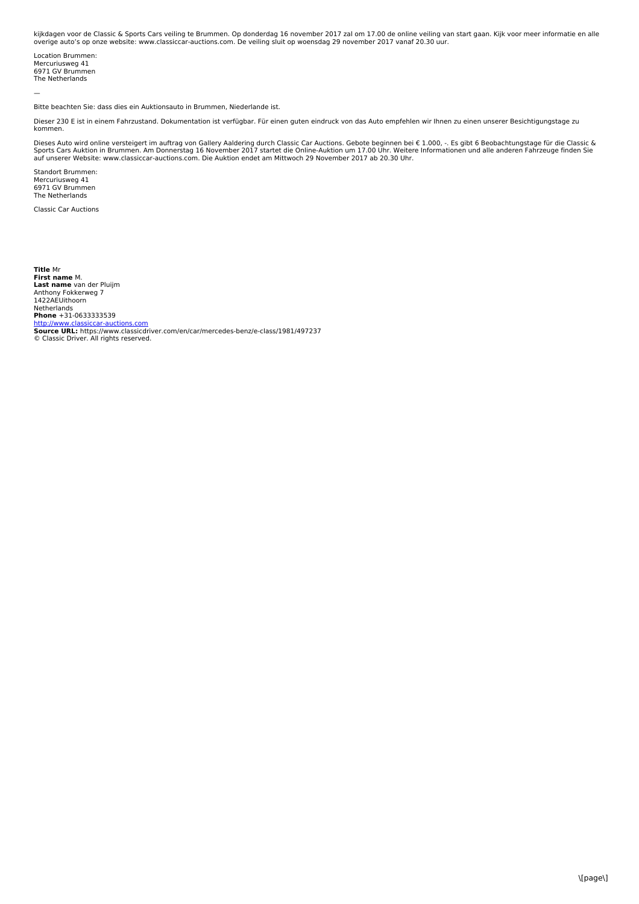kijkdagen voor de Classic & Sports Cars veiling te Brummen. Op donderdag 16 november 2017 zal om 17.00 de online veiling van start gaan. Kijk voor meer informatie en alle overige auto's op onze website: www.classiccar-auctions.com. De veiling sluit op woensdag 29 november 2017 vanaf 20.30 uur.

Location Brummen:
Mercuriusweg 41
6971 GV Brummen
The Netherlands

—

Bitte beachten Sie: dass dies ein Auktionsauto in Brummen, Niederlande ist.

Dieser 230 E ist in einem Fahrzustand. Dokumentation ist verfügbar. Für einen guten eindruck von das Auto empfehlen wir Ihnen zu einen unserer Besichtigungstage zu kommen.

Dieses Auto wird online versteigert im auftrag von Gallery Aaldering durch Classic Car Auctions. Gebote beginnen bei € 1.000, -. Es gibt 6 Beobachtungstage für die Classic & Sports Cars Auktion in Brummen. Am Donnerstag 16 November 2017 startet die Online-Auktion um 17.00 Uhr. Weitere Informationen und alle anderen Fahrzeuge finden Sie auf unserer Website: www.classiccar-auctions.com. Die Auktion endet am Mittwoch 29 November 2017 ab 20.30 Uhr.

Standort Brummen:
Mercuriusweg 41
6971 GV Brummen
The Netherlands

Classic Car Auctions

**Title** Mr
**First name** M.
**Last name** van der Pluijm
Anthony Fokkerweg 7
1422AEUithoorn
Netherlands
**Phone** +31-0633333539
http://www.classiccar-auctions.com
**Source URL:** https://www.classicdriver.com/en/car/mercedes-benz/e-class/1981/497237
© Classic Driver. All rights reserved.